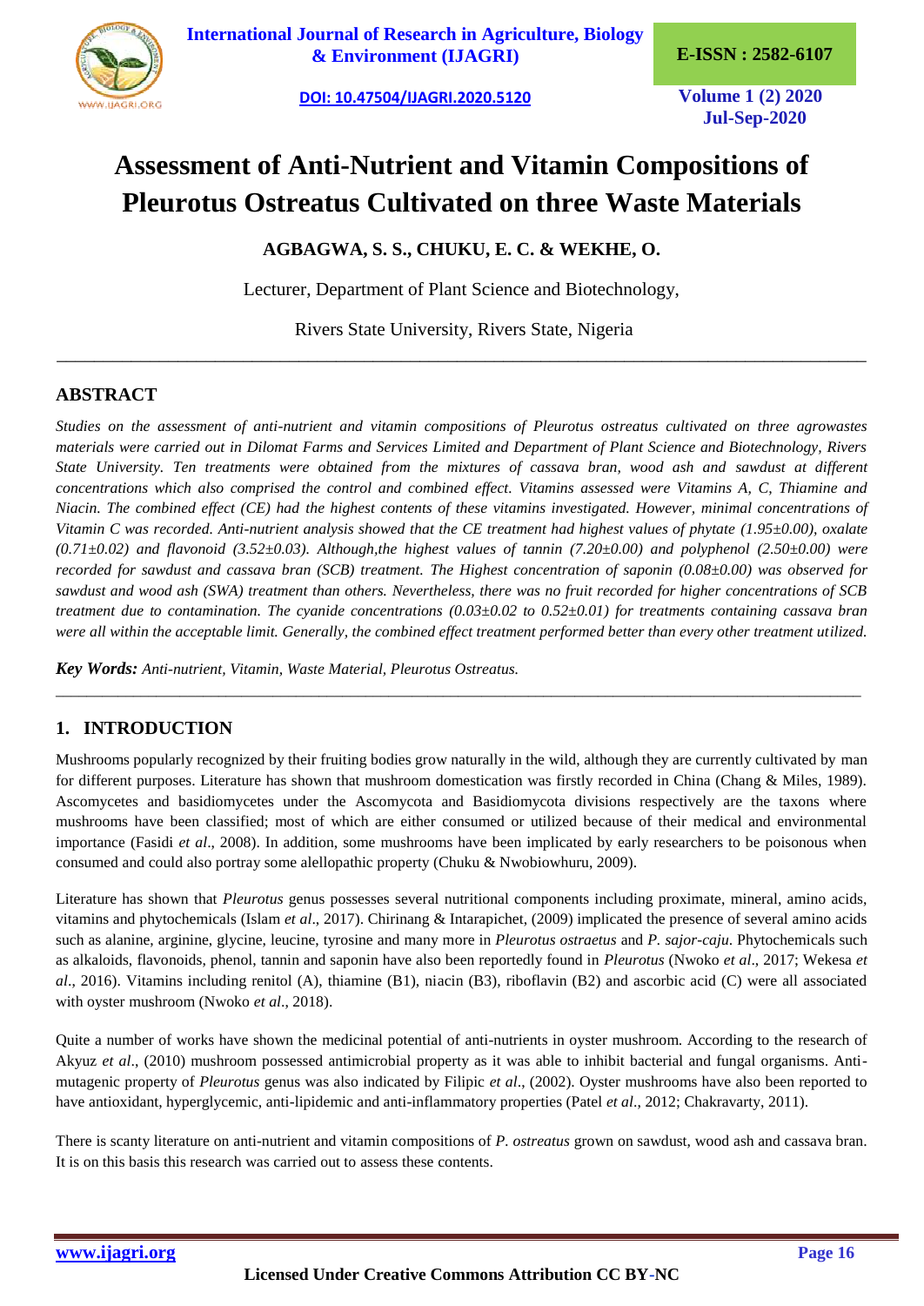# Assessment of Anti-Nutrient and Vitamin Compositions of Pleurotus Ostreatus Cultivated on three Waste Materials

**AGBAGWA, S. S., CHUKU, E. C. & WEKHE, O.**

Lecturer, Department of Plant Science and Biotechnology,

Rivers State University, Rivers State, Nigeria

## ABSTRACT

*Studies on the assessment of anti-nutrient and vitamin compositions of Pleurotus ostreatus cultivated on three agrowastes materials were carried out in Dilomat Farms and Services Limited and Department of Plant Science and Biotechnology, Rivers State University. Ten treatments were obtained from the mixtures of cassava bran, wood ash and sawdust at different concentrations which also comprised the control and combined effect. Vitamins assessed were Vitamins A, C, Thiamine and Niacin. The combined effect (CE) had the highest contents of these vitamins investigated. However, minimal concentrations of Vitamin C was recorded. Anti-nutrient analysis showed that the CE treatment had highest values of phytate (1.95±0.00), oxalate (0.71±0.02) and flavonoid (3.52±0.03). Although,the highest values of tannin (7.20±0.00) and polyphenol (2.50±0.00) were recorded for sawdust and cassava bran (SCB) treatment. The Highest concentration of saponin (0.08±0.00) was observed for sawdust and wood ash (SWA) treatment than others. Nevertheless, there was no fruit recorded for higher concentrations of SCB treatment due to contamination. The cyanide concentrations (0.03±0.02 to 0.52±0.01) for treatments containing cassava bran were all within the acceptable limit. Generally, the combined effect treatment performed better than every other treatment utilized.*

***Key Words:*** *Anti-nutrient, Vitamin, Waste Material, Pleurotus Ostreatus.*

## 1. INTRODUCTION

Mushrooms popularly recognized by their fruiting bodies grow naturally in the wild, although they are currently cultivated by man for different purposes. Literature has shown that mushroom domestication was firstly recorded in China (Chang & Miles, 1989). Ascomycetes and basidiomycetes under the Ascomycota and Basidiomycota divisions respectively are the taxons where mushrooms have been classified; most of which are either consumed or utilized because of their medical and environmental importance (Fasidi *et al*., 2008). In addition, some mushrooms have been implicated by early researchers to be poisonous when consumed and could also portray some alellopathic property (Chuku & Nwobiowhuru, 2009).

Literature has shown that *Pleurotus* genus possesses several nutritional components including proximate, mineral, amino acids, vitamins and phytochemicals (Islam *et al*., 2017). Chirinang & Intarapichet, (2009) implicated the presence of several amino acids such as alanine, arginine, glycine, leucine, tyrosine and many more in *Pleurotus ostraetus* and *P. sajor-caju*. Phytochemicals such as alkaloids, flavonoids, phenol, tannin and saponin have also been reportedly found in *Pleurotus* (Nwoko *et al*., 2017; Wekesa *et al*., 2016). Vitamins including renitol (A), thiamine (B1), niacin (B3), riboflavin (B2) and ascorbic acid (C) were all associated with oyster mushroom (Nwoko *et al*., 2018).

Quite a number of works have shown the medicinal potential of anti-nutrients in oyster mushroom. According to the research of Akyuz *et al*., (2010) mushroom possessed antimicrobial property as it was able to inhibit bacterial and fungal organisms. Anti-mutagenic property of *Pleurotus* genus was also indicated by Filipic *et al*., (2002). Oyster mushrooms have also been reported to have antioxidant, hyperglycemic, anti-lipidemic and anti-inflammatory properties (Patel *et al*., 2012; Chakravarty, 2011).

There is scanty literature on anti-nutrient and vitamin compositions of *P. ostreatus* grown on sawdust, wood ash and cassava bran. It is on this basis this research was carried out to assess these contents.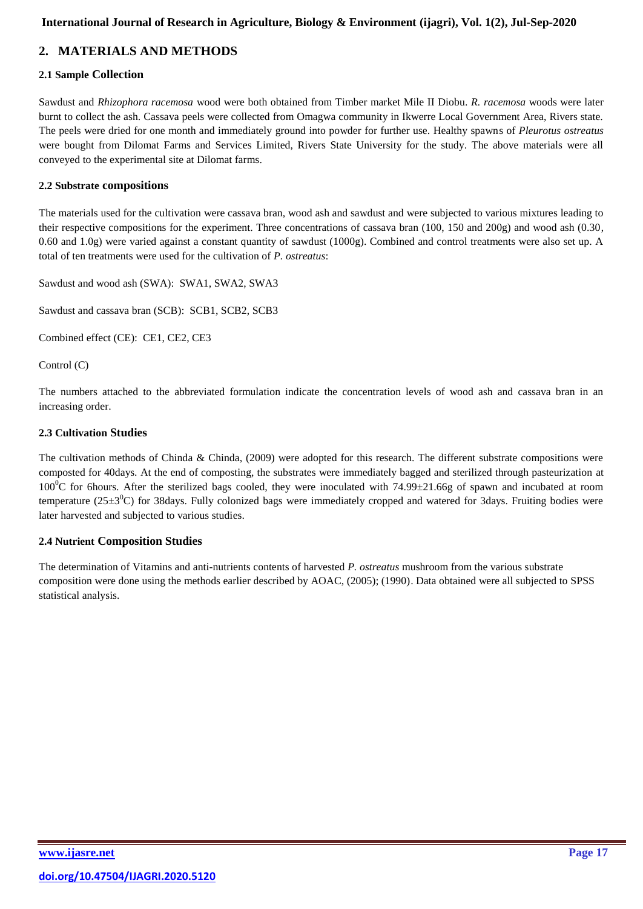## 2. MATERIALS AND METHODS

### 2.1 Sample Collection

Sawdust and *Rhizophora racemosa* wood were both obtained from Timber market Mile II Diobu. *R. racemosa* woods were later burnt to collect the ash. Cassava peels were collected from Omagwa community in Ikwerre Local Government Area, Rivers state. The peels were dried for one month and immediately ground into powder for further use. Healthy spawns of *Pleurotus ostreatus* were bought from Dilomat Farms and Services Limited, Rivers State University for the study. The above materials were all conveyed to the experimental site at Dilomat farms.

### 2.2 Substrate compositions

The materials used for the cultivation were cassava bran, wood ash and sawdust and were subjected to various mixtures leading to their respective compositions for the experiment. Three concentrations of cassava bran (100, 150 and 200g) and wood ash (0.30, 0.60 and 1.0g) were varied against a constant quantity of sawdust (1000g). Combined and control treatments were also set up. A total of ten treatments were used for the cultivation of *P. ostreatus*:

Sawdust and wood ash (SWA): SWA1, SWA2, SWA3

Sawdust and cassava bran (SCB): SCB1, SCB2, SCB3

Combined effect (CE): CE1, CE2, CE3

Control (C)

The numbers attached to the abbreviated formulation indicate the concentration levels of wood ash and cassava bran in an increasing order.

### 2.3 Cultivation Studies

The cultivation methods of Chinda & Chinda, (2009) were adopted for this research. The different substrate compositions were composted for 40days. At the end of composting, the substrates were immediately bagged and sterilized through pasteurization at $100^0$C for 6hours. After the sterilized bags cooled, they were inoculated with 74.99±21.66g of spawn and incubated at room temperature ($25\pm3^0$C) for 38days. Fully colonized bags were immediately cropped and watered for 3days. Fruiting bodies were later harvested and subjected to various studies.

### 2.4 Nutrient Composition Studies

The determination of Vitamins and anti-nutrients contents of harvested *P. ostreatus* mushroom from the various substrate composition were done using the methods earlier described by AOAC, (2005); (1990). Data obtained were all subjected to SPSS statistical analysis.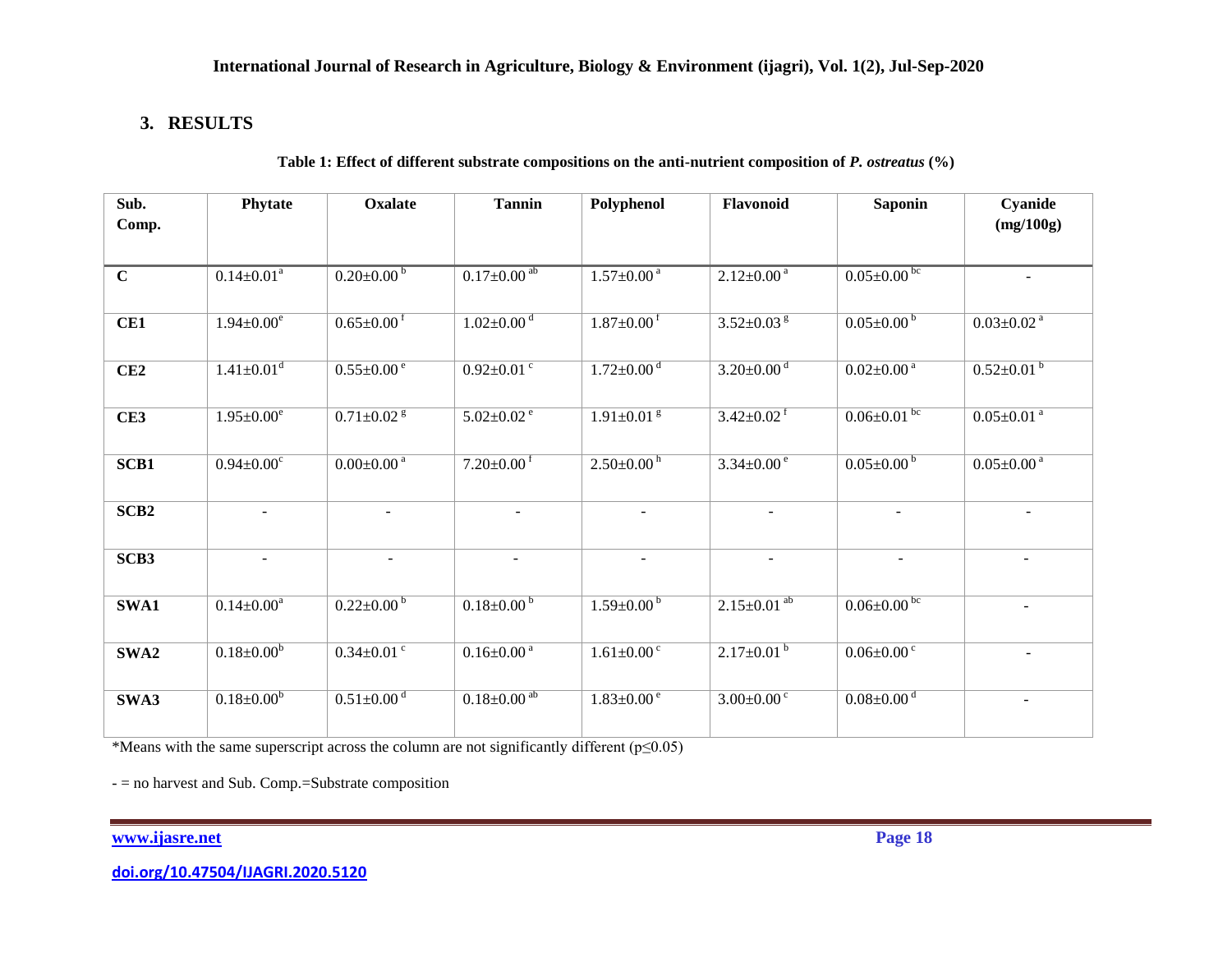## 3. RESULTS

**Table 1: Effect of different substrate compositions on the anti-nutrient composition of *P. ostreatus* (%)**

| Sub. Comp. | Phytate | Oxalate | Tannin | Polyphenol | Flavonoid | Saponin | Cyanide (mg/100g) |
|---|---|---|---|---|---|---|---|
| **C** | $0.14{\pm}0.01^{a}$ | $0.20{\pm}0.00^{b}$ | $0.17{\pm}0.00^{ab}$ | $1.57{\pm}0.00^{a}$ | $2.12{\pm}0.00^{a}$ | $0.05{\pm}0.00^{bc}$ | - |
| **CE1** | $1.94{\pm}0.00^{e}$ | $0.65{\pm}0.00^{f}$ | $1.02{\pm}0.00^{d}$ | $1.87{\pm}0.00^{f}$ | $3.52{\pm}0.03^{g}$ | $0.05{\pm}0.00^{b}$ | $0.03{\pm}0.02^{a}$ |
| **CE2** | $1.41{\pm}0.01^{d}$ | $0.55{\pm}0.00^{e}$ | $0.92{\pm}0.01^{c}$ | $1.72{\pm}0.00^{d}$ | $3.20{\pm}0.00^{d}$ | $0.02{\pm}0.00^{a}$ | $0.52{\pm}0.01^{b}$ |
| **CE3** | $1.95{\pm}0.00^{e}$ | $0.71{\pm}0.02^{g}$ | $5.02{\pm}0.02^{e}$ | $1.91{\pm}0.01^{g}$ | $3.42{\pm}0.02^{f}$ | $0.06{\pm}0.01^{bc}$ | $0.05{\pm}0.01^{a}$ |
| **SCB1** | $0.94{\pm}0.00^{c}$ | $0.00{\pm}0.00^{a}$ | $7.20{\pm}0.00^{f}$ | $2.50{\pm}0.00^{h}$ | $3.34{\pm}0.00^{e}$ | $0.05{\pm}0.00^{b}$ | $0.05{\pm}0.00^{a}$ |
| **SCB2** | - | - | - | - | - | - | - |
| **SCB3** | - | - | - | - | - | - | - |
| **SWA1** | $0.14{\pm}0.00^{a}$ | $0.22{\pm}0.00^{b}$ | $0.18{\pm}0.00^{b}$ | $1.59{\pm}0.00^{b}$ | $2.15{\pm}0.01^{ab}$ | $0.06{\pm}0.00^{bc}$ | - |
| **SWA2** | $0.18{\pm}0.00^{b}$ | $0.34{\pm}0.01^{c}$ | $0.16{\pm}0.00^{a}$ | $1.61{\pm}0.00^{c}$ | $2.17{\pm}0.01^{b}$ | $0.06{\pm}0.00^{c}$ | - |
| **SWA3** | $0.18{\pm}0.00^{b}$ | $0.51{\pm}0.00^{d}$ | $0.18{\pm}0.00^{ab}$ | $1.83{\pm}0.00^{e}$ | $3.00{\pm}0.00^{c}$ | $0.08{\pm}0.00^{d}$ | - |

*Means with the same superscript across the column are not significantly different ($p \leq 0.05$)

- = no harvest and Sub. Comp.=Substrate composition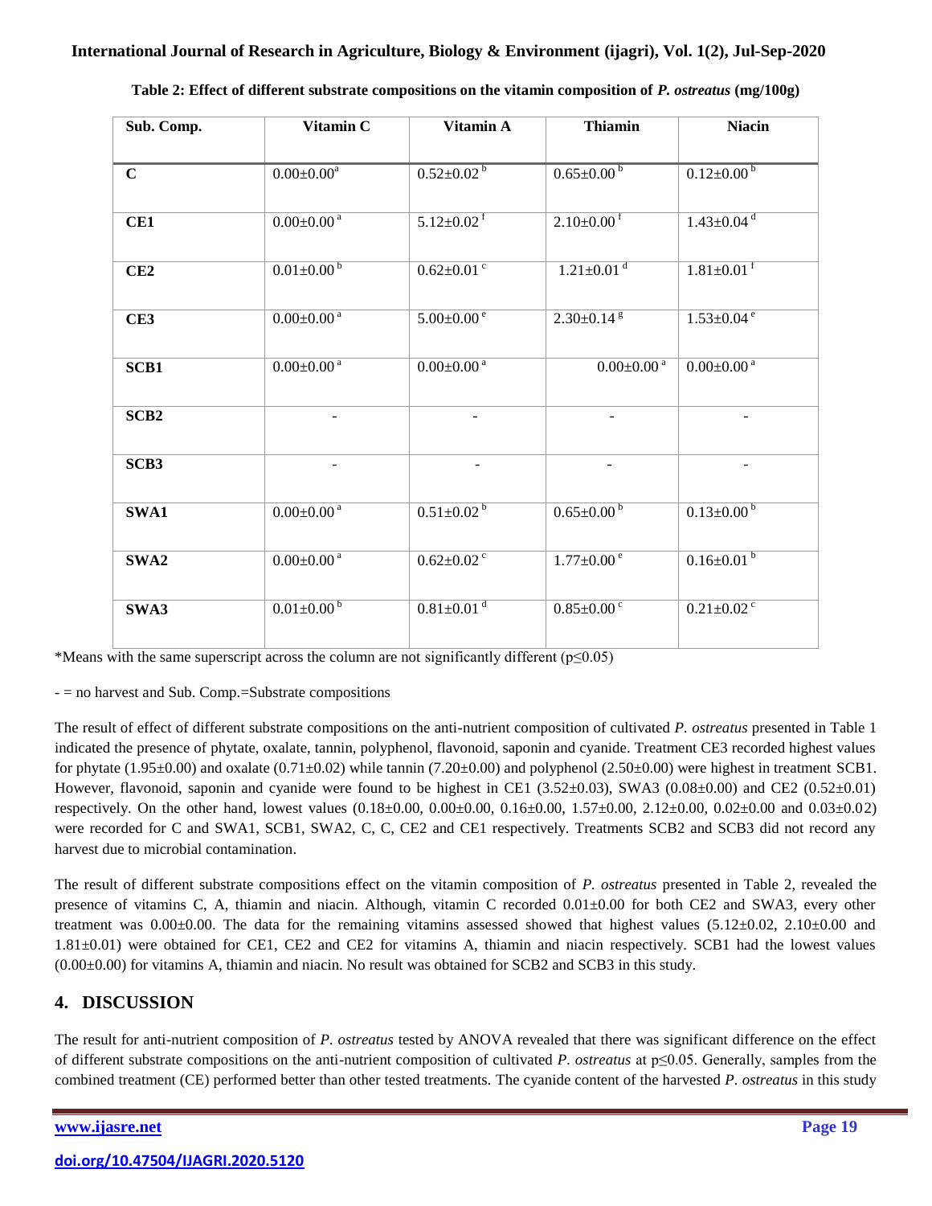**Table 2: Effect of different substrate compositions on the vitamin composition of *P. ostreatus* (mg/100g)**

| Sub. Comp. | Vitamin C | Vitamin A | Thiamin | Niacin |
|---|---|---|---|---|
| **C** | $0.00{\pm}0.00^{a}$ | $0.52{\pm}0.02^{b}$ | $0.65{\pm}0.00^{b}$ | $0.12{\pm}0.00^{b}$ |
| **CE1** | $0.00{\pm}0.00^{a}$ | $5.12{\pm}0.02^{f}$ | $2.10{\pm}0.00^{f}$ | $1.43{\pm}0.04^{d}$ |
| **CE2** | $0.01{\pm}0.00^{b}$ | $0.62{\pm}0.01^{c}$ | $1.21{\pm}0.01^{d}$ | $1.81{\pm}0.01^{f}$ |
| **CE3** | $0.00{\pm}0.00^{a}$ | $5.00{\pm}0.00^{e}$ | $2.30{\pm}0.14^{g}$ | $1.53{\pm}0.04^{e}$ |
| **SCB1** | $0.00{\pm}0.00^{a}$ | $0.00{\pm}0.00^{a}$ | $0.00{\pm}0.00^{a}$ | $0.00{\pm}0.00^{a}$ |
| **SCB2** | - | - | - | - |
| **SCB3** | - | - | - | - |
| **SWA1** | $0.00{\pm}0.00^{a}$ | $0.51{\pm}0.02^{b}$ | $0.65{\pm}0.00^{b}$ | $0.13{\pm}0.00^{b}$ |
| **SWA2** | $0.00{\pm}0.00^{a}$ | $0.62{\pm}0.02^{c}$ | $1.77{\pm}0.00^{e}$ | $0.16{\pm}0.01^{b}$ |
| **SWA3** | $0.01{\pm}0.00^{b}$ | $0.81{\pm}0.01^{d}$ | $0.85{\pm}0.00^{c}$ | $0.21{\pm}0.02^{c}$ |

*Means with the same superscript across the column are not significantly different ($p \leq 0.05$)

\- = no harvest and Sub. Comp.=Substrate compositions

The result of effect of different substrate compositions on the anti-nutrient composition of cultivated *P. ostreatus* presented in Table 1 indicated the presence of phytate, oxalate, tannin, polyphenol, flavonoid, saponin and cyanide. Treatment CE3 recorded highest values for phytate (1.95±0.00) and oxalate (0.71±0.02) while tannin (7.20±0.00) and polyphenol (2.50±0.00) were highest in treatment SCB1. However, flavonoid, saponin and cyanide were found to be highest in CE1 (3.52±0.03), SWA3 (0.08±0.00) and CE2 (0.52±0.01) respectively. On the other hand, lowest values (0.18±0.00, 0.00±0.00, 0.16±0.00, 1.57±0.00, 2.12±0.00, 0.02±0.00 and 0.03±0.02) were recorded for C and SWA1, SCB1, SWA2, C, C, CE2 and CE1 respectively. Treatments SCB2 and SCB3 did not record any harvest due to microbial contamination.

The result of different substrate compositions effect on the vitamin composition of *P. ostreatus* presented in Table 2, revealed the presence of vitamins C, A, thiamin and niacin. Although, vitamin C recorded 0.01±0.00 for both CE2 and SWA3, every other treatment was 0.00±0.00. The data for the remaining vitamins assessed showed that highest values (5.12±0.02, 2.10±0.00 and 1.81±0.01) were obtained for CE1, CE2 and CE2 for vitamins A, thiamin and niacin respectively. SCB1 had the lowest values (0.00±0.00) for vitamins A, thiamin and niacin. No result was obtained for SCB2 and SCB3 in this study.

## 4. DISCUSSION

The result for anti-nutrient composition of *P. ostreatus* tested by ANOVA revealed that there was significant difference on the effect of different substrate compositions on the anti-nutrient composition of cultivated *P. ostreatus* at $p \leq 0.05$. Generally, samples from the combined treatment (CE) performed better than other tested treatments. The cyanide content of the harvested *P. ostreatus* in this study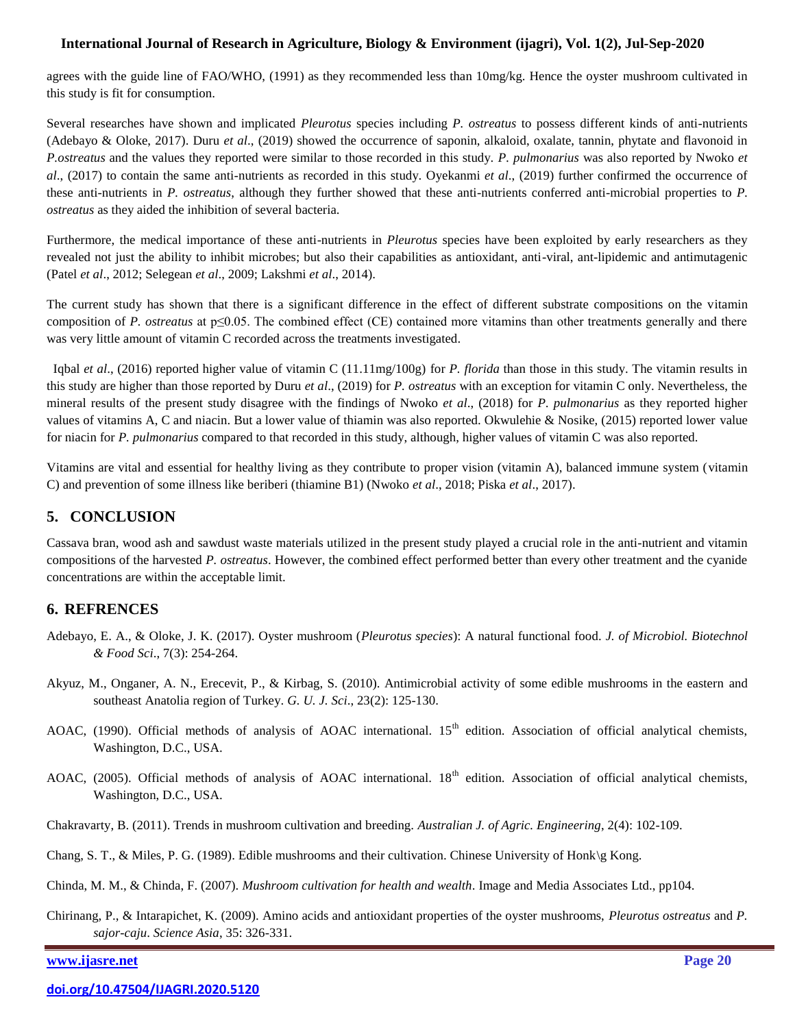agrees with the guide line of FAO/WHO, (1991) as they recommended less than 10mg/kg. Hence the oyster mushroom cultivated in this study is fit for consumption.

Several researches have shown and implicated *Pleurotus* species including *P. ostreatus* to possess different kinds of anti-nutrients (Adebayo & Oloke, 2017). Duru *et al*., (2019) showed the occurrence of saponin, alkaloid, oxalate, tannin, phytate and flavonoid in *P.ostreatus* and the values they reported were similar to those recorded in this study. *P. pulmonarius* was also reported by Nwoko *et al*., (2017) to contain the same anti-nutrients as recorded in this study. Oyekanmi *et al*., (2019) further confirmed the occurrence of these anti-nutrients in *P. ostreatus*, although they further showed that these anti-nutrients conferred anti-microbial properties to *P. ostreatus* as they aided the inhibition of several bacteria.

Furthermore, the medical importance of these anti-nutrients in *Pleurotus* species have been exploited by early researchers as they revealed not just the ability to inhibit microbes; but also their capabilities as antioxidant, anti-viral, ant-lipidemic and antimutagenic (Patel *et al*., 2012; Selegean *et al*., 2009; Lakshmi *et al*., 2014).

The current study has shown that there is a significant difference in the effect of different substrate compositions on the vitamin composition of *P. ostreatus* at $p \leq 0.05$. The combined effect (CE) contained more vitamins than other treatments generally and there was very little amount of vitamin C recorded across the treatments investigated.

Iqbal *et al*., (2016) reported higher value of vitamin C (11.11mg/100g) for *P. florida* than those in this study. The vitamin results in this study are higher than those reported by Duru *et al*., (2019) for *P. ostreatus* with an exception for vitamin C only. Nevertheless, the mineral results of the present study disagree with the findings of Nwoko *et al*., (2018) for *P. pulmonarius* as they reported higher values of vitamins A, C and niacin. But a lower value of thiamin was also reported. Okwulehie & Nosike, (2015) reported lower value for niacin for *P. pulmonarius* compared to that recorded in this study, although, higher values of vitamin C was also reported.

Vitamins are vital and essential for healthy living as they contribute to proper vision (vitamin A), balanced immune system (vitamin C) and prevention of some illness like beriberi (thiamine B1) (Nwoko *et al*., 2018; Piska *et al*., 2017).

## 5. CONCLUSION

Cassava bran, wood ash and sawdust waste materials utilized in the present study played a crucial role in the anti-nutrient and vitamin compositions of the harvested *P. ostreatus*. However, the combined effect performed better than every other treatment and the cyanide concentrations are within the acceptable limit.

## 6. REFRENCES

Adebayo, E. A., & Oloke, J. K. (2017). Oyster mushroom (*Pleurotus species*): A natural functional food. *J. of Microbiol. Biotechnol & Food Sci*., 7(3): 254-264.

Akyuz, M., Onganer, A. N., Erecevit, P., & Kirbag, S. (2010). Antimicrobial activity of some edible mushrooms in the eastern and southeast Anatolia region of Turkey. *G. U. J. Sci*., 23(2): 125-130.

AOAC, (1990). Official methods of analysis of AOAC international. 15th edition. Association of official analytical chemists, Washington, D.C., USA.

AOAC, (2005). Official methods of analysis of AOAC international. 18th edition. Association of official analytical chemists, Washington, D.C., USA.

Chakravarty, B. (2011). Trends in mushroom cultivation and breeding. *Australian J. of Agric. Engineering*, 2(4): 102-109.

Chang, S. T., & Miles, P. G. (1989). Edible mushrooms and their cultivation. Chinese University of Honk\g Kong.

Chinda, M. M., & Chinda, F. (2007). *Mushroom cultivation for health and wealth*. Image and Media Associates Ltd., pp104.

Chirinang, P., & Intarapichet, K. (2009). Amino acids and antioxidant properties of the oyster mushrooms, *Pleurotus ostreatus* and *P. sajor-caju*. *Science Asia*, 35: 326-331.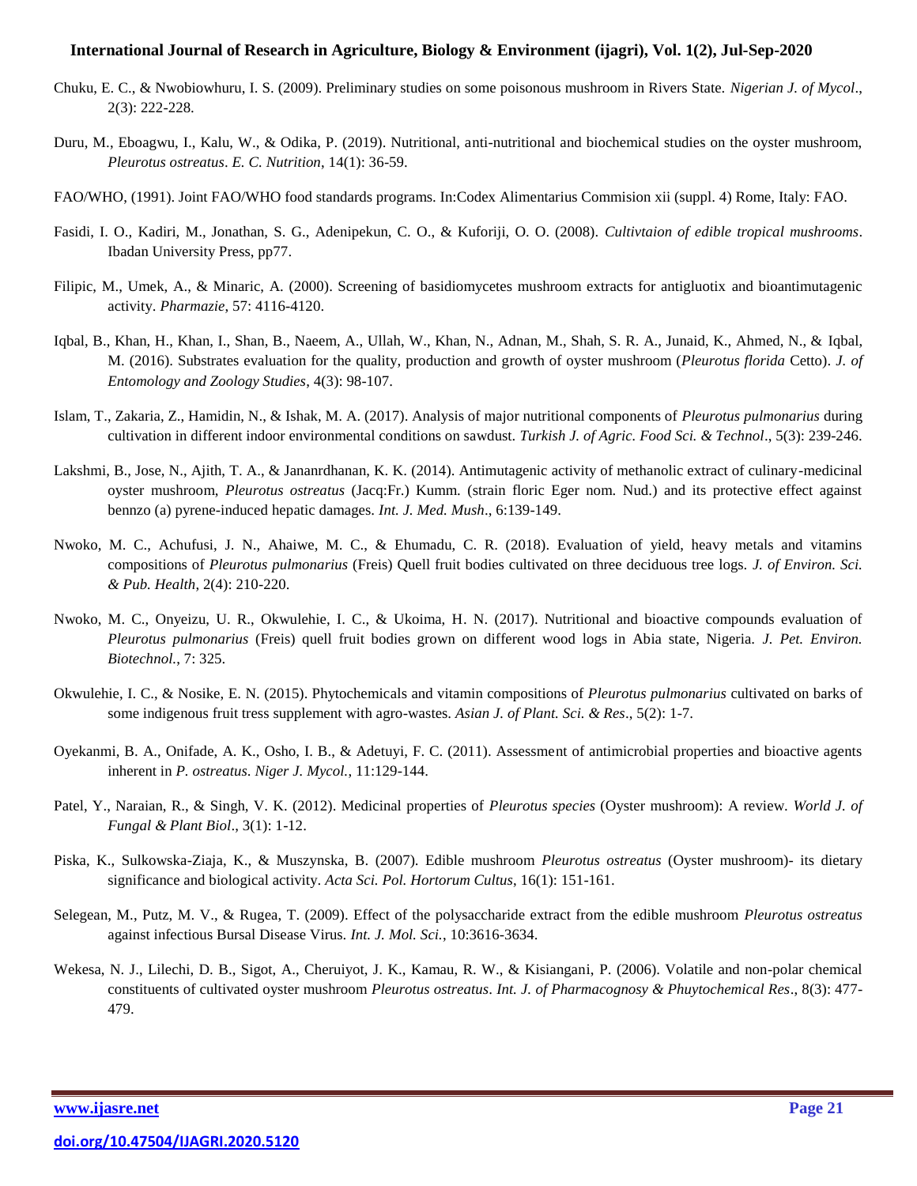Chuku, E. C., & Nwobiowhuru, I. S. (2009). Preliminary studies on some poisonous mushroom in Rivers State. *Nigerian J. of Mycol*., 2(3): 222-228.

Duru, M., Eboagwu, I., Kalu, W., & Odika, P. (2019). Nutritional, anti-nutritional and biochemical studies on the oyster mushroom, *Pleurotus ostreatus*. *E. C. Nutrition*, 14(1): 36-59.

FAO/WHO, (1991). Joint FAO/WHO food standards programs. In:Codex Alimentarius Commision xii (suppl. 4) Rome, Italy: FAO.

Fasidi, I. O., Kadiri, M., Jonathan, S. G., Adenipekun, C. O., & Kuforiji, O. O. (2008). *Cultivtaion of edible tropical mushrooms*. Ibadan University Press, pp77.

Filipic, M., Umek, A., & Minaric, A. (2000). Screening of basidiomycetes mushroom extracts for antigluotix and bioantimutagenic activity. *Pharmazie*, 57: 4116-4120.

Iqbal, B., Khan, H., Khan, I., Shan, B., Naeem, A., Ullah, W., Khan, N., Adnan, M., Shah, S. R. A., Junaid, K., Ahmed, N., & Iqbal, M. (2016). Substrates evaluation for the quality, production and growth of oyster mushroom (*Pleurotus florida* Cetto). *J. of Entomology and Zoology Studies*, 4(3): 98-107.

Islam, T., Zakaria, Z., Hamidin, N., & Ishak, M. A. (2017). Analysis of major nutritional components of *Pleurotus pulmonarius* during cultivation in different indoor environmental conditions on sawdust. *Turkish J. of Agric. Food Sci. & Technol*., 5(3): 239-246.

Lakshmi, B., Jose, N., Ajith, T. A., & Jananrdhanan, K. K. (2014). Antimutagenic activity of methanolic extract of culinary-medicinal oyster mushroom, *Pleurotus ostreatus* (Jacq:Fr.) Kumm. (strain floric Eger nom. Nud.) and its protective effect against bennzo (a) pyrene-induced hepatic damages. *Int. J. Med. Mush*., 6:139-149.

Nwoko, M. C., Achufusi, J. N., Ahaiwe, M. C., & Ehumadu, C. R. (2018). Evaluation of yield, heavy metals and vitamins compositions of *Pleurotus pulmonarius* (Freis) Quell fruit bodies cultivated on three deciduous tree logs. *J. of Environ. Sci. & Pub. Health*, 2(4): 210-220.

Nwoko, M. C., Onyeizu, U. R., Okwulehie, I. C., & Ukoima, H. N. (2017). Nutritional and bioactive compounds evaluation of *Pleurotus pulmonarius* (Freis) quell fruit bodies grown on different wood logs in Abia state, Nigeria. *J. Pet. Environ. Biotechnol.*, 7: 325.

Okwulehie, I. C., & Nosike, E. N. (2015). Phytochemicals and vitamin compositions of *Pleurotus pulmonarius* cultivated on barks of some indigenous fruit tress supplement with agro-wastes. *Asian J. of Plant. Sci. & Res*., 5(2): 1-7.

Oyekanmi, B. A., Onifade, A. K., Osho, I. B., & Adetuyi, F. C. (2011). Assessment of antimicrobial properties and bioactive agents inherent in *P. ostreatus*. *Niger J. Mycol.*, 11:129-144.

Patel, Y., Naraian, R., & Singh, V. K. (2012). Medicinal properties of *Pleurotus species* (Oyster mushroom): A review. *World J. of Fungal & Plant Biol*., 3(1): 1-12.

Piska, K., Sulkowska-Ziaja, K., & Muszynska, B. (2007). Edible mushroom *Pleurotus ostreatus* (Oyster mushroom)- its dietary significance and biological activity. *Acta Sci. Pol. Hortorum Cultus*, 16(1): 151-161.

Selegean, M., Putz, M. V., & Rugea, T. (2009). Effect of the polysaccharide extract from the edible mushroom *Pleurotus ostreatus* against infectious Bursal Disease Virus. *Int. J. Mol. Sci.*, 10:3616-3634.

Wekesa, N. J., Lilechi, D. B., Sigot, A., Cheruiyot, J. K., Kamau, R. W., & Kisiangani, P. (2006). Volatile and non-polar chemical constituents of cultivated oyster mushroom *Pleurotus ostreatus*. *Int. J. of Pharmacognosy & Phuytochemical Res*., 8(3): 477-479.